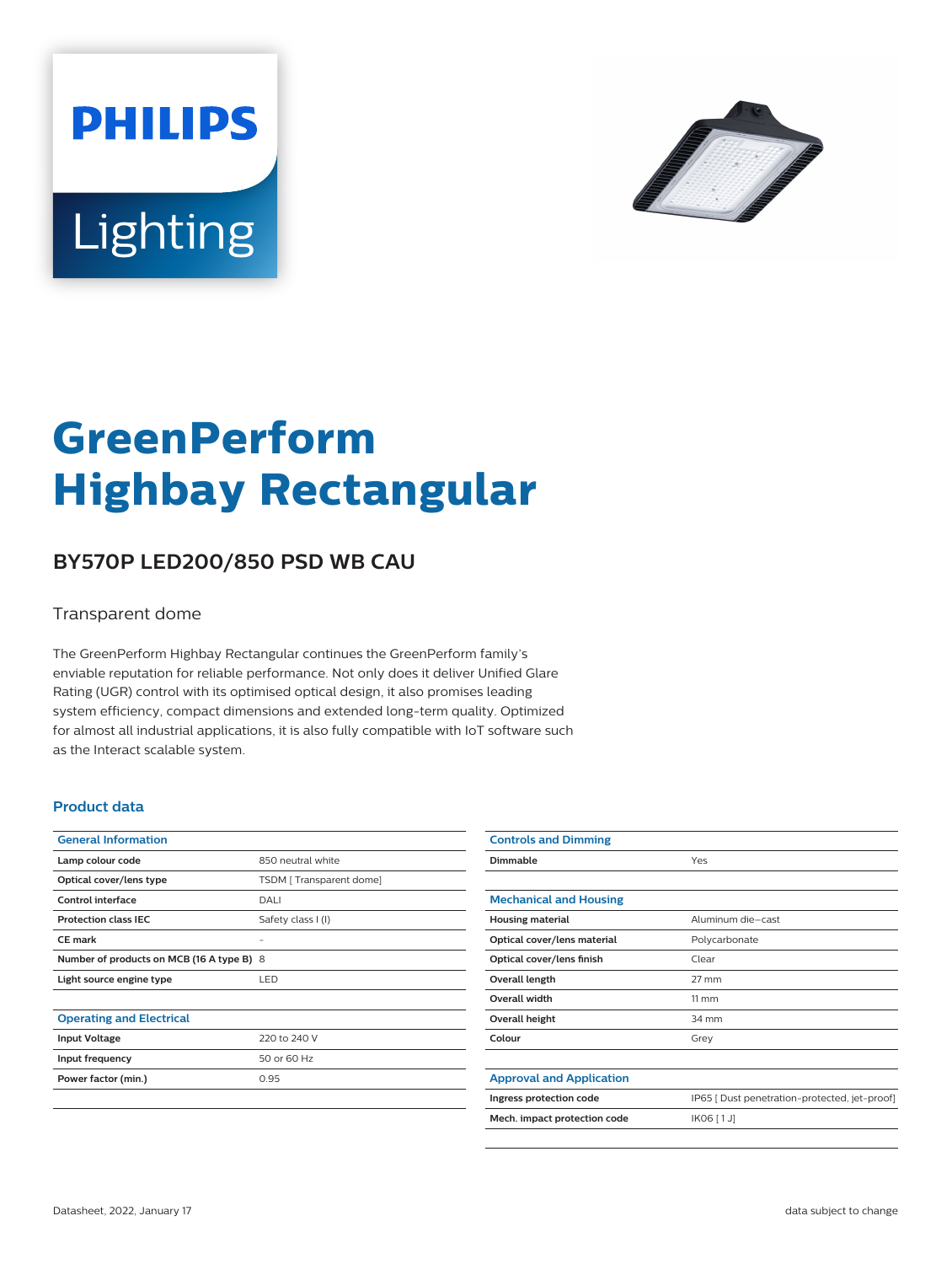PHILIPS

Lighting

# GreenPerform Highbay Rectangular

## BY570P LED200/850 PSD WB CAU

Transparent dome

The GreenPerform Highbay Rectangular continues the GreenPerform family's enviable reputation for reliable performance. Not only does it deliver Unified Glare Rating (UGR) control with its optimised optical design, it also promises leading system efficiency, compact dimensions and extended long-term quality. Optimized for almost all industrial applications, it is also fully compatible with IoT software such as the Interact scalable system.

### Product data

| General Information | |
|---|---|
| Lamp colour code | 850 neutral white |
| Optical cover/lens type | TSDM [ Transparent dome] |
| Control interface | DALI |
| Protection class IEC | Safety class I (I) |
| CE mark | - |
| Number of products on MCB (16 A type B) | 8 |
| Light source engine type | LED |

| Operating and Electrical | |
|---|---|
| Input Voltage | 220 to 240 V |
| Input frequency | 50 or 60 Hz |
| Power factor (min.) | 0.95 |

| Controls and Dimming | |
|---|---|
| Dimmable | Yes |

| Mechanical and Housing | |
|---|---|
| Housing material | Aluminum die-cast |
| Optical cover/lens material | Polycarbonate |
| Optical cover/lens finish | Clear |
| Overall length | 27 mm |
| Overall width | 11 mm |
| Overall height | 34 mm |
| Colour | Grey |

| Approval and Application | |
|---|---|
| Ingress protection code | IP65 [ Dust penetration-protected, jet-proof] |
| Mech. impact protection code | IK06 [ 1 J] |

Datasheet, 2022, January 17

data subject to change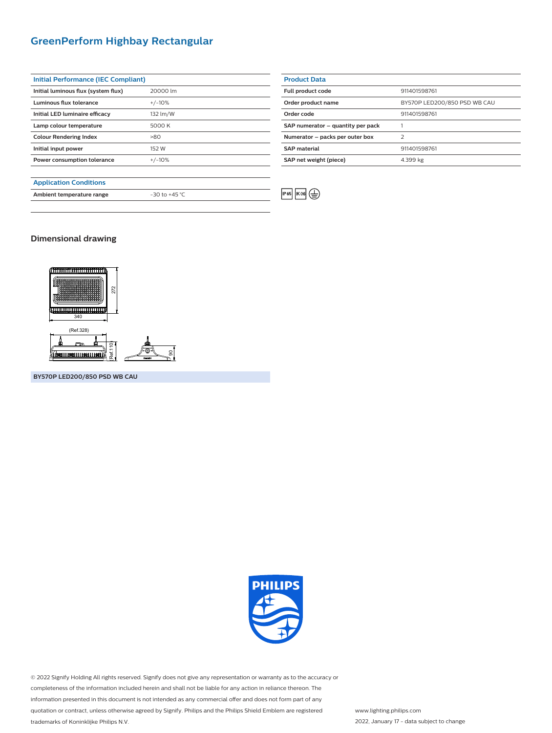## GreenPerform Highbay Rectangular

| Initial Performance (IEC Compliant) | |
|---|---|
| Initial luminous flux (system flux) | 20000 lm |
| Luminous flux tolerance | +/-10% |
| Initial LED luminaire efficacy | 132 lm/W |
| Lamp colour temperature | 5000 K |
| Colour Rendering Index | >80 |
| Initial input power | 152 W |
| Power consumption tolerance | +/-10% |

| Application Conditions | |
|---|---|
| Ambient temperature range | -30 to +45 °C |

| Product Data | |
|---|---|
| Full product code | 911401598761 |
| Order product name | BY570P LED200/850 PSD WB CAU |
| Order code | 911401598761 |
| SAP numerator – quantity per pack | 1 |
| Numerator – packs per outer box | 2 |
| SAP material | 911401598761 |
| SAP net weight (piece) | 4.399 kg |

IP65 IK06

### Dimensional drawing

272

340

(Ref.328)

Ref.110

90

**BY570P LED200/850 PSD WB CAU**

© 2022 Signify Holding All rights reserved. Signify does not give any representation or warranty as to the accuracy or completeness of the information included herein and shall not be liable for any action in reliance thereon. The information presented in this document is not intended as any commercial offer and does not form part of any quotation or contract, unless otherwise agreed by Signify. Philips and the Philips Shield Emblem are registered trademarks of Koninklijke Philips N.V.

www.lighting.philips.com

2022, January 17 - data subject to change